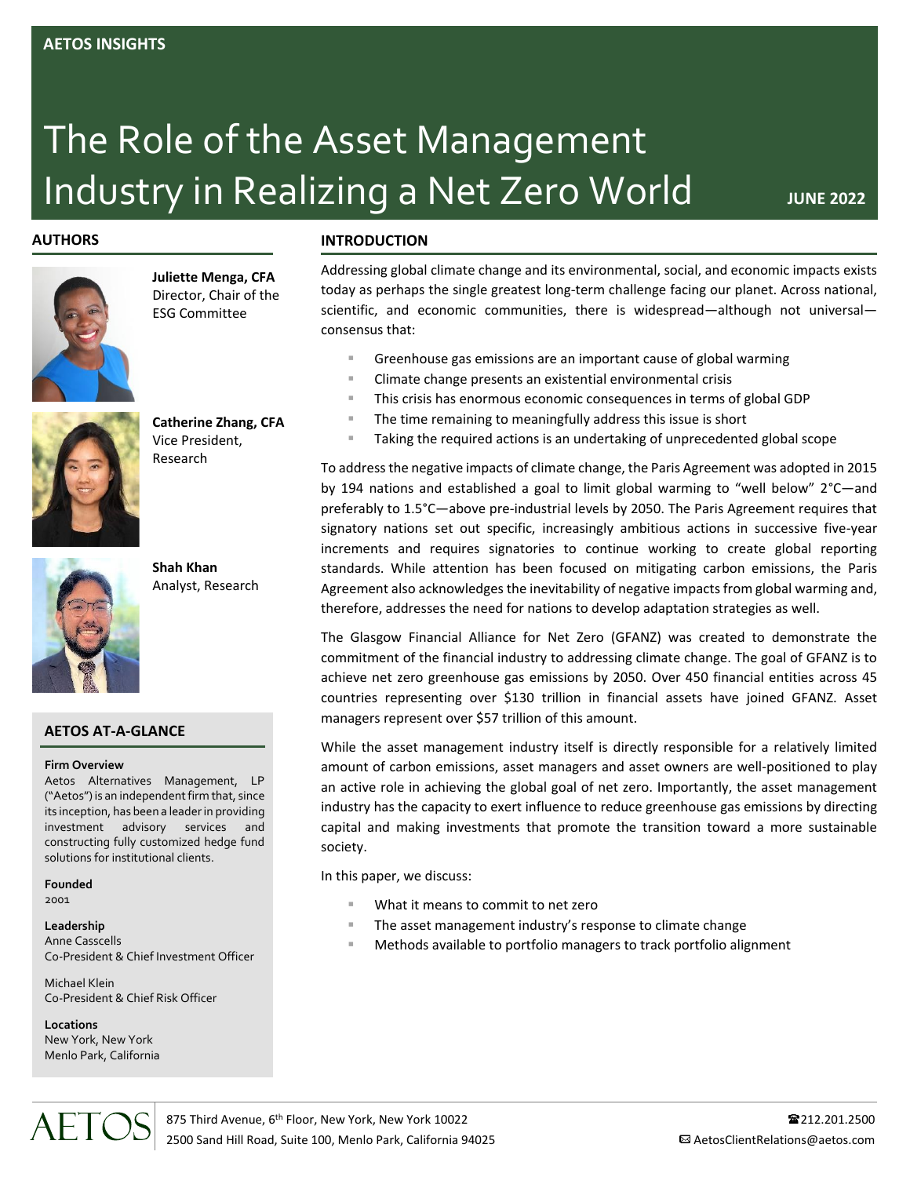AETOS INSIGHTS

# The Role of the Asset Management Industry in Realizing a Net Zero World

JUNE 2022

## AUTHORS

**Juliette Menga, CFA**
Director, Chair of the ESG Committee

**Catherine Zhang, CFA**
Vice President, Research

**Shah Khan**
Analyst, Research

## INTRODUCTION

Addressing global climate change and its environmental, social, and economic impacts exists today as perhaps the single greatest long-term challenge facing our planet. Across national, scientific, and economic communities, there is widespread—although not universal—consensus that:

- Greenhouse gas emissions are an important cause of global warming
- Climate change presents an existential environmental crisis
- This crisis has enormous economic consequences in terms of global GDP
- The time remaining to meaningfully address this issue is short
- Taking the required actions is an undertaking of unprecedented global scope

To address the negative impacts of climate change, the Paris Agreement was adopted in 2015 by 194 nations and established a goal to limit global warming to "well below" 2°C—and preferably to 1.5°C—above pre-industrial levels by 2050. The Paris Agreement requires that signatory nations set out specific, increasingly ambitious actions in successive five-year increments and requires signatories to continue working to create global reporting standards. While attention has been focused on mitigating carbon emissions, the Paris Agreement also acknowledges the inevitability of negative impacts from global warming and, therefore, addresses the need for nations to develop adaptation strategies as well.

The Glasgow Financial Alliance for Net Zero (GFANZ) was created to demonstrate the commitment of the financial industry to addressing climate change. The goal of GFANZ is to achieve net zero greenhouse gas emissions by 2050. Over 450 financial entities across 45 countries representing over $130 trillion in financial assets have joined GFANZ. Asset managers represent over $57 trillion of this amount.

While the asset management industry itself is directly responsible for a relatively limited amount of carbon emissions, asset managers and asset owners are well-positioned to play an active role in achieving the global goal of net zero. Importantly, the asset management industry has the capacity to exert influence to reduce greenhouse gas emissions by directing capital and making investments that promote the transition toward a more sustainable society.

In this paper, we discuss:

- What it means to commit to net zero
- The asset management industry's response to climate change
- Methods available to portfolio managers to track portfolio alignment

## AETOS AT-A-GLANCE

**Firm Overview**
Aetos Alternatives Management, LP ("Aetos") is an independent firm that, since its inception, has been a leader in providing investment advisory services and constructing fully customized hedge fund solutions for institutional clients.

**Founded**
2001

**Leadership**
Anne Casscells
Co-President & Chief Investment Officer

Michael Klein
Co-President & Chief Risk Officer

**Locations**
New York, New York
Menlo Park, California

AETOS
875 Third Avenue, 6th Floor, New York, New York 10022
2500 Sand Hill Road, Suite 100, Menlo Park, California 94025
☎212.201.2500
✉ AetosClientRelations@aetos.com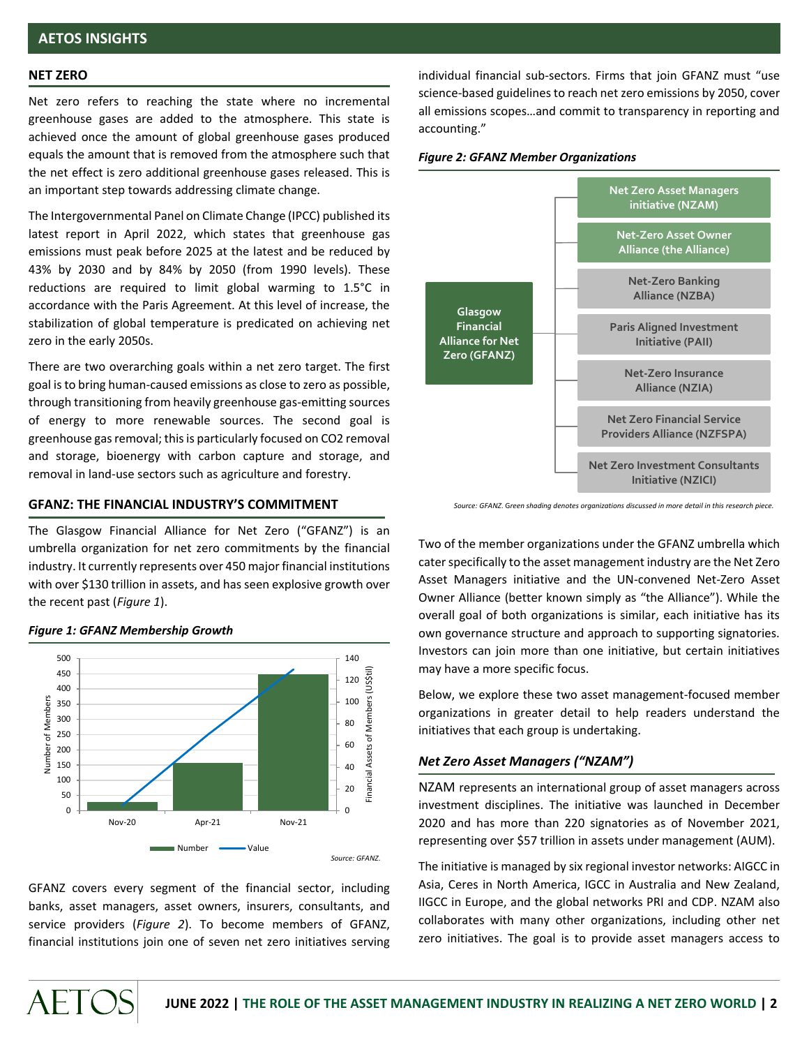## NET ZERO

Net zero refers to reaching the state where no incremental greenhouse gases are added to the atmosphere. This state is achieved once the amount of global greenhouse gases produced equals the amount that is removed from the atmosphere such that the net effect is zero additional greenhouse gases released. This is an important step towards addressing climate change.

The Intergovernmental Panel on Climate Change (IPCC) published its latest report in April 2022, which states that greenhouse gas emissions must peak before 2025 at the latest and be reduced by 43% by 2030 and by 84% by 2050 (from 1990 levels). These reductions are required to limit global warming to 1.5°C in accordance with the Paris Agreement. At this level of increase, the stabilization of global temperature is predicated on achieving net zero in the early 2050s.

There are two overarching goals within a net zero target. The first goal is to bring human-caused emissions as close to zero as possible, through transitioning from heavily greenhouse gas-emitting sources of energy to more renewable sources. The second goal is greenhouse gas removal; this is particularly focused on $CO_2$ removal and storage, bioenergy with carbon capture and storage, and removal in land-use sectors such as agriculture and forestry.

## GFANZ: THE FINANCIAL INDUSTRY'S COMMITMENT

The Glasgow Financial Alliance for Net Zero ("GFANZ") is an umbrella organization for net zero commitments by the financial industry. It currently represents over 450 major financial institutions with over $130 trillion in assets, and has seen explosive growth over the recent past (*Figure 1*).

***Figure 1: GFANZ Membership Growth***

| | Nov-20 | Apr-21 | Nov-21 |
|---|---|---|---|
| Number of Members | ~30 | ~160 | ~450 |
| Financial Assets of Members (US$til) | ~5 | ~70 | ~130 |

*Source: GFANZ.*

GFANZ covers every segment of the financial sector, including banks, asset managers, asset owners, insurers, consultants, and service providers (*Figure 2*). To become members of GFANZ, financial institutions join one of seven net zero initiatives serving individual financial sub-sectors. Firms that join GFANZ must "use science-based guidelines to reach net zero emissions by 2050, cover all emissions scopes…and commit to transparency in reporting and accounting."

***Figure 2: GFANZ Member Organizations***

Glasgow Financial Alliance for Net Zero (GFANZ):
- Net Zero Asset Managers initiative (NZAM)
- Net-Zero Asset Owner Alliance (the Alliance)
- Net-Zero Banking Alliance (NZBA)
- Paris Aligned Investment Initiative (PAII)
- Net-Zero Insurance Alliance (NZIA)
- Net Zero Financial Service Providers Alliance (NZFSPA)
- Net Zero Investment Consultants Initiative (NZICI)

*Source: GFANZ. Green shading denotes organizations discussed in more detail in this research piece.*

Two of the member organizations under the GFANZ umbrella which cater specifically to the asset management industry are the Net Zero Asset Managers initiative and the UN-convened Net-Zero Asset Owner Alliance (better known simply as "the Alliance"). While the overall goal of both organizations is similar, each initiative has its own governance structure and approach to supporting signatories. Investors can join more than one initiative, but certain initiatives may have a more specific focus.

Below, we explore these two asset management-focused member organizations in greater detail to help readers understand the initiatives that each group is undertaking.

### *Net Zero Asset Managers ("NZAM")*

NZAM represents an international group of asset managers across investment disciplines. The initiative was launched in December 2020 and has more than 220 signatories as of November 2021, representing over $57 trillion in assets under management (AUM).

The initiative is managed by six regional investor networks: AIGCC in Asia, Ceres in North America, IGCC in Australia and New Zealand, IIGCC in Europe, and the global networks PRI and CDP. NZAM also collaborates with many other organizations, including other net zero initiatives. The goal is to provide asset managers access to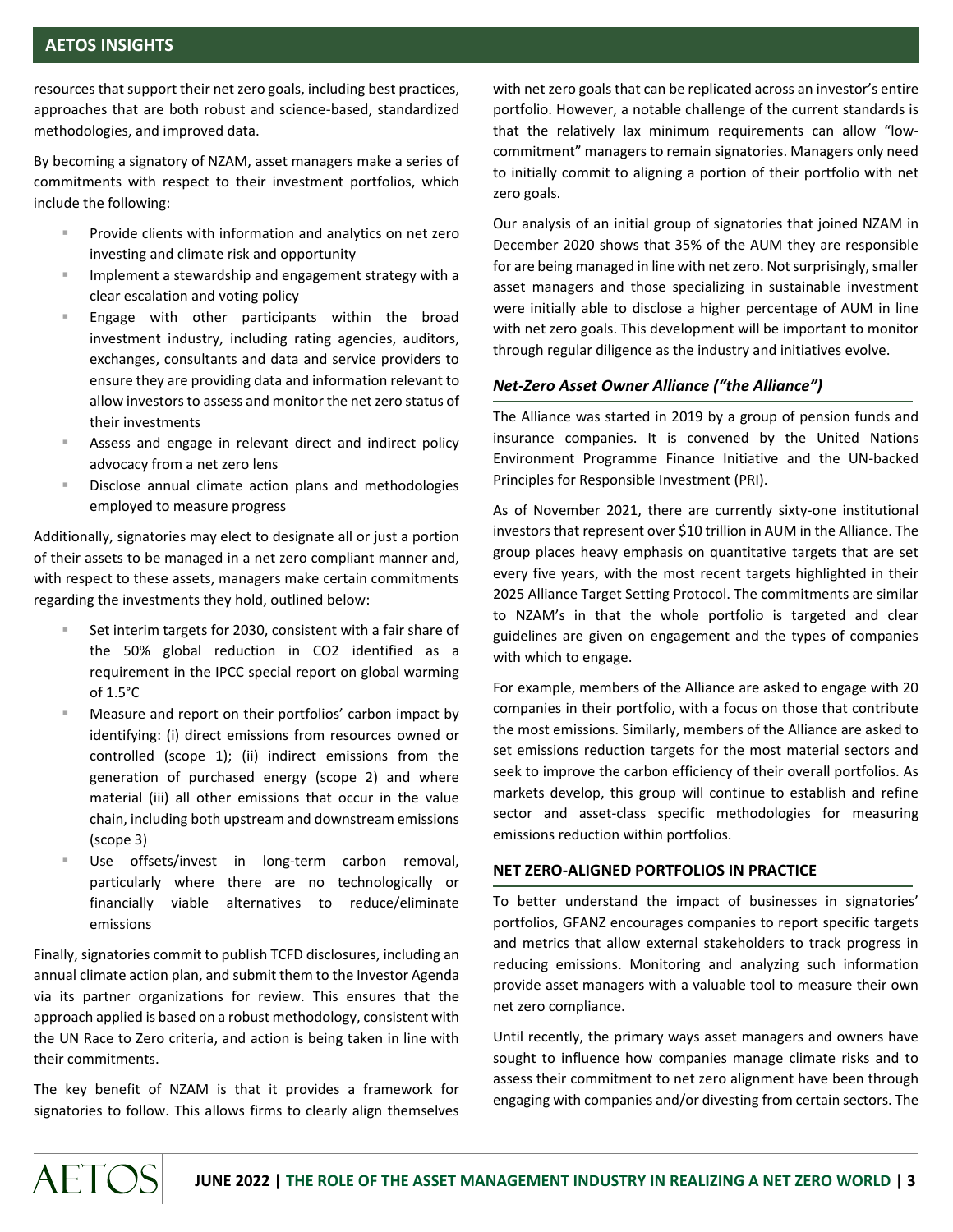resources that support their net zero goals, including best practices, approaches that are both robust and science-based, standardized methodologies, and improved data.

By becoming a signatory of NZAM, asset managers make a series of commitments with respect to their investment portfolios, which include the following:

- Provide clients with information and analytics on net zero investing and climate risk and opportunity
- Implement a stewardship and engagement strategy with a clear escalation and voting policy
- Engage with other participants within the broad investment industry, including rating agencies, auditors, exchanges, consultants and data and service providers to ensure they are providing data and information relevant to allow investors to assess and monitor the net zero status of their investments
- Assess and engage in relevant direct and indirect policy advocacy from a net zero lens
- Disclose annual climate action plans and methodologies employed to measure progress

Additionally, signatories may elect to designate all or just a portion of their assets to be managed in a net zero compliant manner and, with respect to these assets, managers make certain commitments regarding the investments they hold, outlined below:

- Set interim targets for 2030, consistent with a fair share of the 50% global reduction in CO2 identified as a requirement in the IPCC special report on global warming of 1.5°C
- Measure and report on their portfolios' carbon impact by identifying: (i) direct emissions from resources owned or controlled (scope 1); (ii) indirect emissions from the generation of purchased energy (scope 2) and where material (iii) all other emissions that occur in the value chain, including both upstream and downstream emissions (scope 3)
- Use offsets/invest in long-term carbon removal, particularly where there are no technologically or financially viable alternatives to reduce/eliminate emissions

Finally, signatories commit to publish TCFD disclosures, including an annual climate action plan, and submit them to the Investor Agenda via its partner organizations for review. This ensures that the approach applied is based on a robust methodology, consistent with the UN Race to Zero criteria, and action is being taken in line with their commitments.

The key benefit of NZAM is that it provides a framework for signatories to follow. This allows firms to clearly align themselves with net zero goals that can be replicated across an investor's entire portfolio. However, a notable challenge of the current standards is that the relatively lax minimum requirements can allow "low-commitment" managers to remain signatories. Managers only need to initially commit to aligning a portion of their portfolio with net zero goals.

Our analysis of an initial group of signatories that joined NZAM in December 2020 shows that 35% of the AUM they are responsible for are being managed in line with net zero. Not surprisingly, smaller asset managers and those specializing in sustainable investment were initially able to disclose a higher percentage of AUM in line with net zero goals. This development will be important to monitor through regular diligence as the industry and initiatives evolve.

### *Net-Zero Asset Owner Alliance ("the Alliance")*

The Alliance was started in 2019 by a group of pension funds and insurance companies. It is convened by the United Nations Environment Programme Finance Initiative and the UN-backed Principles for Responsible Investment (PRI).

As of November 2021, there are currently sixty-one institutional investors that represent over $10 trillion in AUM in the Alliance. The group places heavy emphasis on quantitative targets that are set every five years, with the most recent targets highlighted in their 2025 Alliance Target Setting Protocol. The commitments are similar to NZAM's in that the whole portfolio is targeted and clear guidelines are given on engagement and the types of companies with which to engage.

For example, members of the Alliance are asked to engage with 20 companies in their portfolio, with a focus on those that contribute the most emissions. Similarly, members of the Alliance are asked to set emissions reduction targets for the most material sectors and seek to improve the carbon efficiency of their overall portfolios. As markets develop, this group will continue to establish and refine sector and asset-class specific methodologies for measuring emissions reduction within portfolios.

## NET ZERO-ALIGNED PORTFOLIOS IN PRACTICE

To better understand the impact of businesses in signatories' portfolios, GFANZ encourages companies to report specific targets and metrics that allow external stakeholders to track progress in reducing emissions. Monitoring and analyzing such information provide asset managers with a valuable tool to measure their own net zero compliance.

Until recently, the primary ways asset managers and owners have sought to influence how companies manage climate risks and to assess their commitment to net zero alignment have been through engaging with companies and/or divesting from certain sectors. The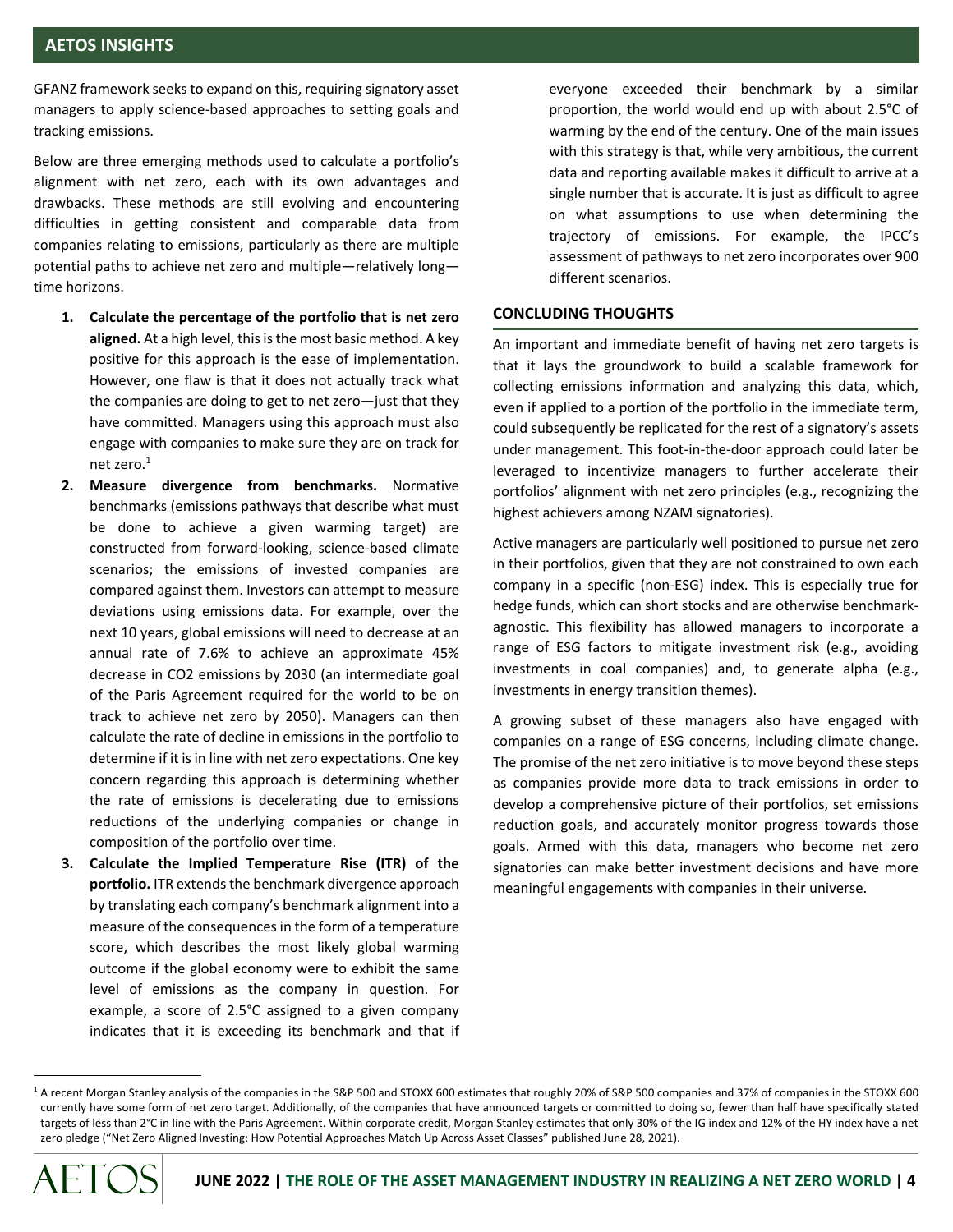GFANZ framework seeks to expand on this, requiring signatory asset managers to apply science-based approaches to setting goals and tracking emissions.

Below are three emerging methods used to calculate a portfolio's alignment with net zero, each with its own advantages and drawbacks. These methods are still evolving and encountering difficulties in getting consistent and comparable data from companies relating to emissions, particularly as there are multiple potential paths to achieve net zero and multiple—relatively long—time horizons.

1. **Calculate the percentage of the portfolio that is net zero aligned.** At a high level, this is the most basic method. A key positive for this approach is the ease of implementation. However, one flaw is that it does not actually track what the companies are doing to get to net zero—just that they have committed. Managers using this approach must also engage with companies to make sure they are on track for net zero.[1]
2. **Measure divergence from benchmarks.** Normative benchmarks (emissions pathways that describe what must be done to achieve a given warming target) are constructed from forward-looking, science-based climate scenarios; the emissions of invested companies are compared against them. Investors can attempt to measure deviations using emissions data. For example, over the next 10 years, global emissions will need to decrease at an annual rate of 7.6% to achieve an approximate 45% decrease in $CO_2$ emissions by 2030 (an intermediate goal of the Paris Agreement required for the world to be on track to achieve net zero by 2050). Managers can then calculate the rate of decline in emissions in the portfolio to determine if it is in line with net zero expectations. One key concern regarding this approach is determining whether the rate of emissions is decelerating due to emissions reductions of the underlying companies or change in composition of the portfolio over time.
3. **Calculate the Implied Temperature Rise (ITR) of the portfolio.** ITR extends the benchmark divergence approach by translating each company's benchmark alignment into a measure of the consequences in the form of a temperature score, which describes the most likely global warming outcome if the global economy were to exhibit the same level of emissions as the company in question. For example, a score of 2.5°C assigned to a given company indicates that it is exceeding its benchmark and that if everyone exceeded their benchmark by a similar proportion, the world would end up with about 2.5°C of warming by the end of the century. One of the main issues with this strategy is that, while very ambitious, the current data and reporting available makes it difficult to arrive at a single number that is accurate. It is just as difficult to agree on what assumptions to use when determining the trajectory of emissions. For example, the IPCC's assessment of pathways to net zero incorporates over 900 different scenarios.

## CONCLUDING THOUGHTS

An important and immediate benefit of having net zero targets is that it lays the groundwork to build a scalable framework for collecting emissions information and analyzing this data, which, even if applied to a portion of the portfolio in the immediate term, could subsequently be replicated for the rest of a signatory's assets under management. This foot-in-the-door approach could later be leveraged to incentivize managers to further accelerate their portfolios' alignment with net zero principles (e.g., recognizing the highest achievers among NZAM signatories).

Active managers are particularly well positioned to pursue net zero in their portfolios, given that they are not constrained to own each company in a specific (non-ESG) index. This is especially true for hedge funds, which can short stocks and are otherwise benchmark-agnostic. This flexibility has allowed managers to incorporate a range of ESG factors to mitigate investment risk (e.g., avoiding investments in coal companies) and, to generate alpha (e.g., investments in energy transition themes).

A growing subset of these managers also have engaged with companies on a range of ESG concerns, including climate change. The promise of the net zero initiative is to move beyond these steps as companies provide more data to track emissions in order to develop a comprehensive picture of their portfolios, set emissions reduction goals, and accurately monitor progress towards those goals. Armed with this data, managers who become net zero signatories can make better investment decisions and have more meaningful engagements with companies in their universe.

[1] A recent Morgan Stanley analysis of the companies in the S&P 500 and STOXX 600 estimates that roughly 20% of S&P 500 companies and 37% of companies in the STOXX 600 currently have some form of net zero target. Additionally, of the companies that have announced targets or committed to doing so, fewer than half have specifically stated targets of less than 2°C in line with the Paris Agreement. Within corporate credit, Morgan Stanley estimates that only 30% of the IG index and 12% of the HY index have a net zero pledge ("Net Zero Aligned Investing: How Potential Approaches Match Up Across Asset Classes" published June 28, 2021).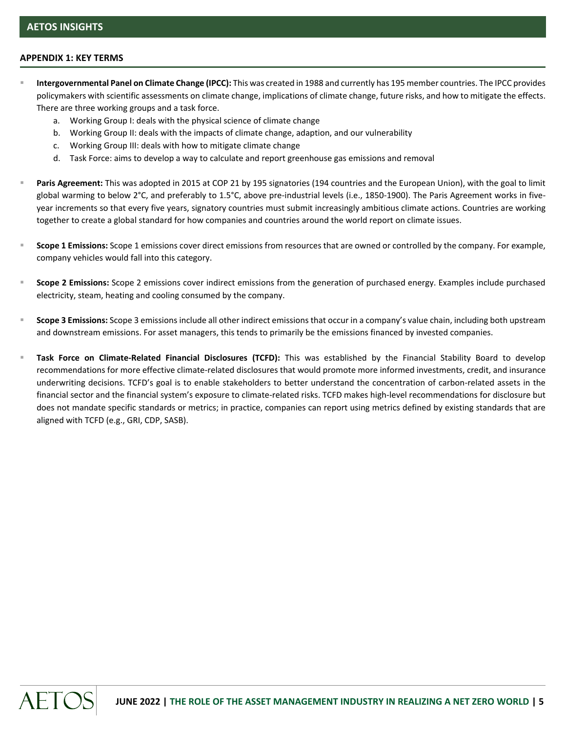## APPENDIX 1: KEY TERMS

- **Intergovernmental Panel on Climate Change (IPCC):** This was created in 1988 and currently has 195 member countries. The IPCC provides policymakers with scientific assessments on climate change, implications of climate change, future risks, and how to mitigate the effects. There are three working groups and a task force.
  a. Working Group I: deals with the physical science of climate change
  b. Working Group II: deals with the impacts of climate change, adaption, and our vulnerability
  c. Working Group III: deals with how to mitigate climate change
  d. Task Force: aims to develop a way to calculate and report greenhouse gas emissions and removal

- **Paris Agreement:** This was adopted in 2015 at COP 21 by 195 signatories (194 countries and the European Union), with the goal to limit global warming to below 2°C, and preferably to 1.5°C, above pre-industrial levels (i.e., 1850-1900). The Paris Agreement works in five-year increments so that every five years, signatory countries must submit increasingly ambitious climate actions. Countries are working together to create a global standard for how companies and countries around the world report on climate issues.

- **Scope 1 Emissions:** Scope 1 emissions cover direct emissions from resources that are owned or controlled by the company. For example, company vehicles would fall into this category.

- **Scope 2 Emissions:** Scope 2 emissions cover indirect emissions from the generation of purchased energy. Examples include purchased electricity, steam, heating and cooling consumed by the company.

- **Scope 3 Emissions:** Scope 3 emissions include all other indirect emissions that occur in a company's value chain, including both upstream and downstream emissions. For asset managers, this tends to primarily be the emissions financed by invested companies.

- **Task Force on Climate-Related Financial Disclosures (TCFD):** This was established by the Financial Stability Board to develop recommendations for more effective climate-related disclosures that would promote more informed investments, credit, and insurance underwriting decisions. TCFD's goal is to enable stakeholders to better understand the concentration of carbon-related assets in the financial sector and the financial system's exposure to climate-related risks. TCFD makes high-level recommendations for disclosure but does not mandate specific standards or metrics; in practice, companies can report using metrics defined by existing standards that are aligned with TCFD (e.g., GRI, CDP, SASB).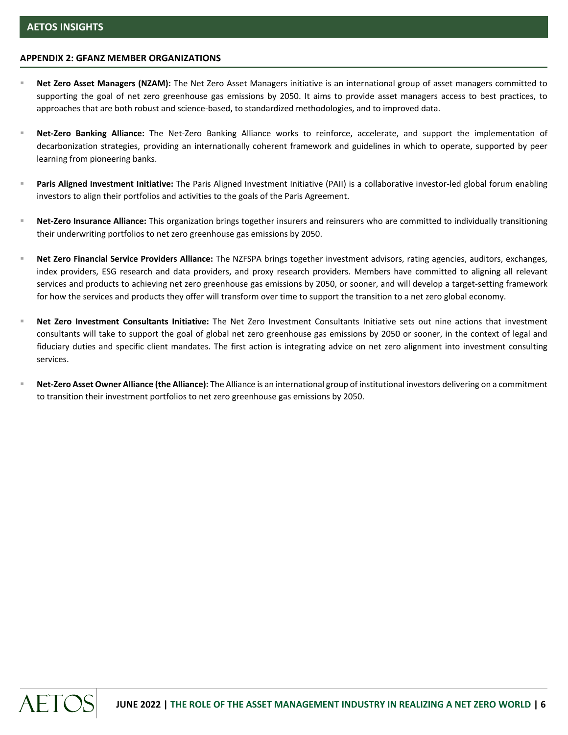## APPENDIX 2: GFANZ MEMBER ORGANIZATIONS

- **Net Zero Asset Managers (NZAM):** The Net Zero Asset Managers initiative is an international group of asset managers committed to supporting the goal of net zero greenhouse gas emissions by 2050. It aims to provide asset managers access to best practices, to approaches that are both robust and science-based, to standardized methodologies, and to improved data.

- **Net-Zero Banking Alliance:** The Net-Zero Banking Alliance works to reinforce, accelerate, and support the implementation of decarbonization strategies, providing an internationally coherent framework and guidelines in which to operate, supported by peer learning from pioneering banks.

- **Paris Aligned Investment Initiative:** The Paris Aligned Investment Initiative (PAII) is a collaborative investor-led global forum enabling investors to align their portfolios and activities to the goals of the Paris Agreement.

- **Net-Zero Insurance Alliance:** This organization brings together insurers and reinsurers who are committed to individually transitioning their underwriting portfolios to net zero greenhouse gas emissions by 2050.

- **Net Zero Financial Service Providers Alliance:** The NZFSPA brings together investment advisors, rating agencies, auditors, exchanges, index providers, ESG research and data providers, and proxy research providers. Members have committed to aligning all relevant services and products to achieving net zero greenhouse gas emissions by 2050, or sooner, and will develop a target-setting framework for how the services and products they offer will transform over time to support the transition to a net zero global economy.

- **Net Zero Investment Consultants Initiative:** The Net Zero Investment Consultants Initiative sets out nine actions that investment consultants will take to support the goal of global net zero greenhouse gas emissions by 2050 or sooner, in the context of legal and fiduciary duties and specific client mandates. The first action is integrating advice on net zero alignment into investment consulting services.

- **Net-Zero Asset Owner Alliance (the Alliance):** The Alliance is an international group of institutional investors delivering on a commitment to transition their investment portfolios to net zero greenhouse gas emissions by 2050.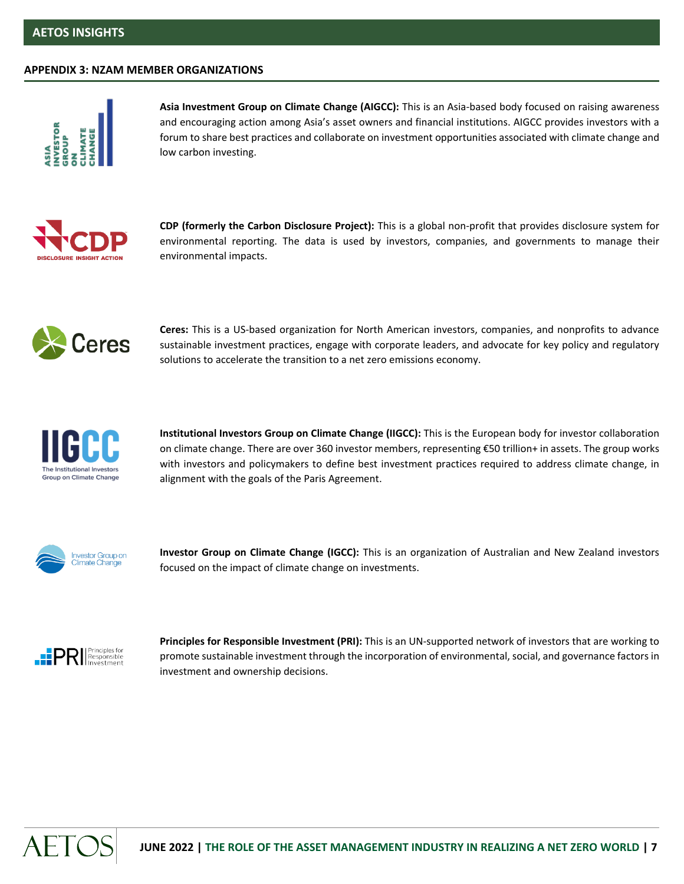## APPENDIX 3: NZAM MEMBER ORGANIZATIONS

**Asia Investment Group on Climate Change (AIGCC):** This is an Asia-based body focused on raising awareness and encouraging action among Asia's asset owners and financial institutions. AIGCC provides investors with a forum to share best practices and collaborate on investment opportunities associated with climate change and low carbon investing.

**CDP (formerly the Carbon Disclosure Project):** This is a global non-profit that provides disclosure system for environmental reporting. The data is used by investors, companies, and governments to manage their environmental impacts.

**Ceres:** This is a US-based organization for North American investors, companies, and nonprofits to advance sustainable investment practices, engage with corporate leaders, and advocate for key policy and regulatory solutions to accelerate the transition to a net zero emissions economy.

**Institutional Investors Group on Climate Change (IIGCC):** This is the European body for investor collaboration on climate change. There are over 360 investor members, representing €50 trillion+ in assets. The group works with investors and policymakers to define best investment practices required to address climate change, in alignment with the goals of the Paris Agreement.

**Investor Group on Climate Change (IGCC):** This is an organization of Australian and New Zealand investors focused on the impact of climate change on investments.

**Principles for Responsible Investment (PRI):** This is an UN-supported network of investors that are working to promote sustainable investment through the incorporation of environmental, social, and governance factors in investment and ownership decisions.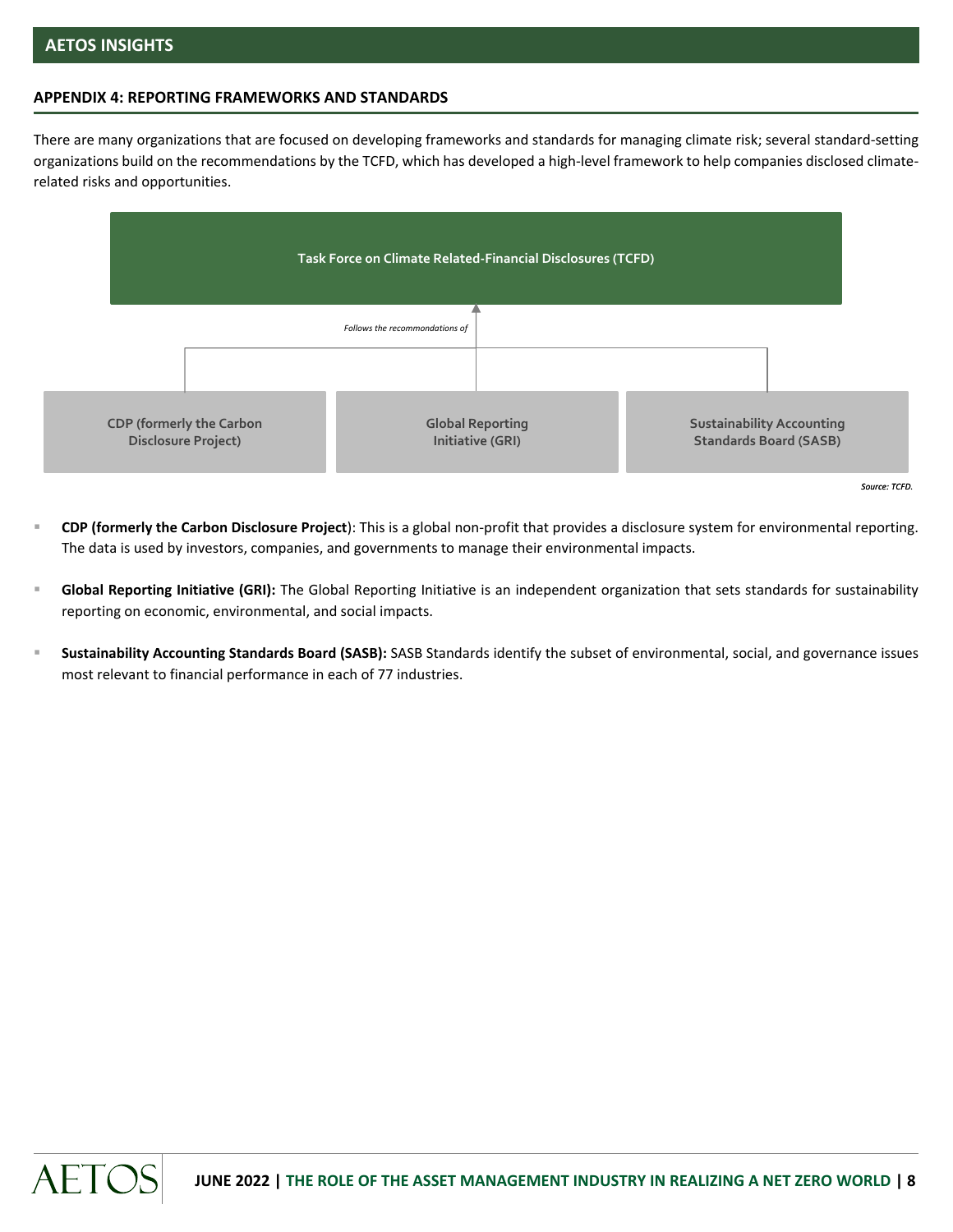## APPENDIX 4: REPORTING FRAMEWORKS AND STANDARDS

There are many organizations that are focused on developing frameworks and standards for managing climate risk; several standard-setting organizations build on the recommendations by the TCFD, which has developed a high-level framework to help companies disclosed climate-related risks and opportunities.

**Task Force on Climate Related-Financial Disclosures (TCFD)**

*Follows the recommondations of*

| CDP (formerly the Carbon Disclosure Project) | Global Reporting Initiative (GRI) | Sustainability Accounting Standards Board (SASB) |
|---|---|---|

*Source: TCFD.*

- **CDP (formerly the Carbon Disclosure Project**): This is a global non-profit that provides a disclosure system for environmental reporting. The data is used by investors, companies, and governments to manage their environmental impacts.

- **Global Reporting Initiative (GRI):** The Global Reporting Initiative is an independent organization that sets standards for sustainability reporting on economic, environmental, and social impacts.

- **Sustainability Accounting Standards Board (SASB):** SASB Standards identify the subset of environmental, social, and governance issues most relevant to financial performance in each of 77 industries.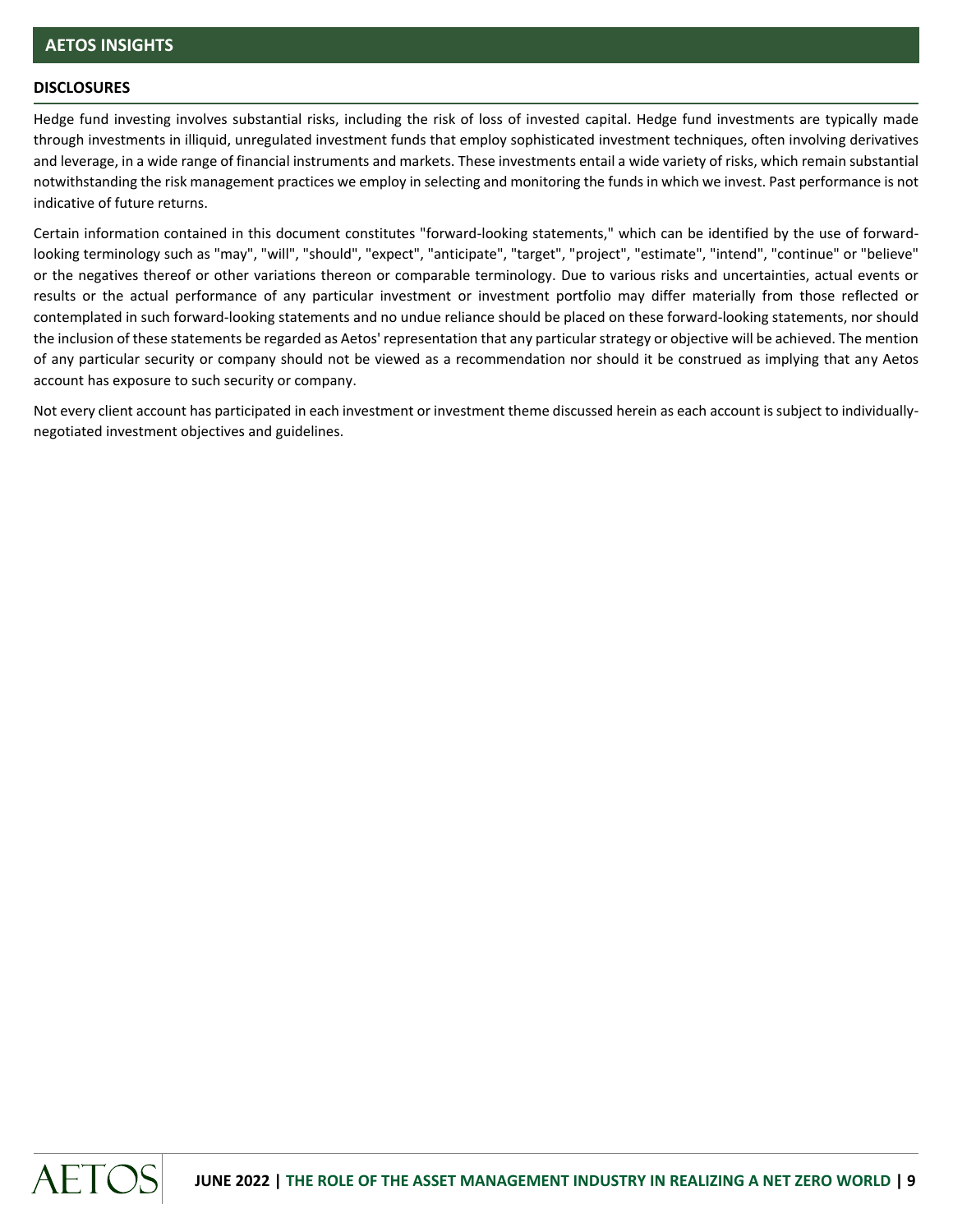## DISCLOSURES

Hedge fund investing involves substantial risks, including the risk of loss of invested capital. Hedge fund investments are typically made through investments in illiquid, unregulated investment funds that employ sophisticated investment techniques, often involving derivatives and leverage, in a wide range of financial instruments and markets. These investments entail a wide variety of risks, which remain substantial notwithstanding the risk management practices we employ in selecting and monitoring the funds in which we invest. Past performance is not indicative of future returns.

Certain information contained in this document constitutes "forward-looking statements," which can be identified by the use of forward-looking terminology such as "may", "will", "should", "expect", "anticipate", "target", "project", "estimate", "intend", "continue" or "believe" or the negatives thereof or other variations thereon or comparable terminology. Due to various risks and uncertainties, actual events or results or the actual performance of any particular investment or investment portfolio may differ materially from those reflected or contemplated in such forward-looking statements and no undue reliance should be placed on these forward-looking statements, nor should the inclusion of these statements be regarded as Aetos' representation that any particular strategy or objective will be achieved. The mention of any particular security or company should not be viewed as a recommendation nor should it be construed as implying that any Aetos account has exposure to such security or company.

Not every client account has participated in each investment or investment theme discussed herein as each account is subject to individually-negotiated investment objectives and guidelines.